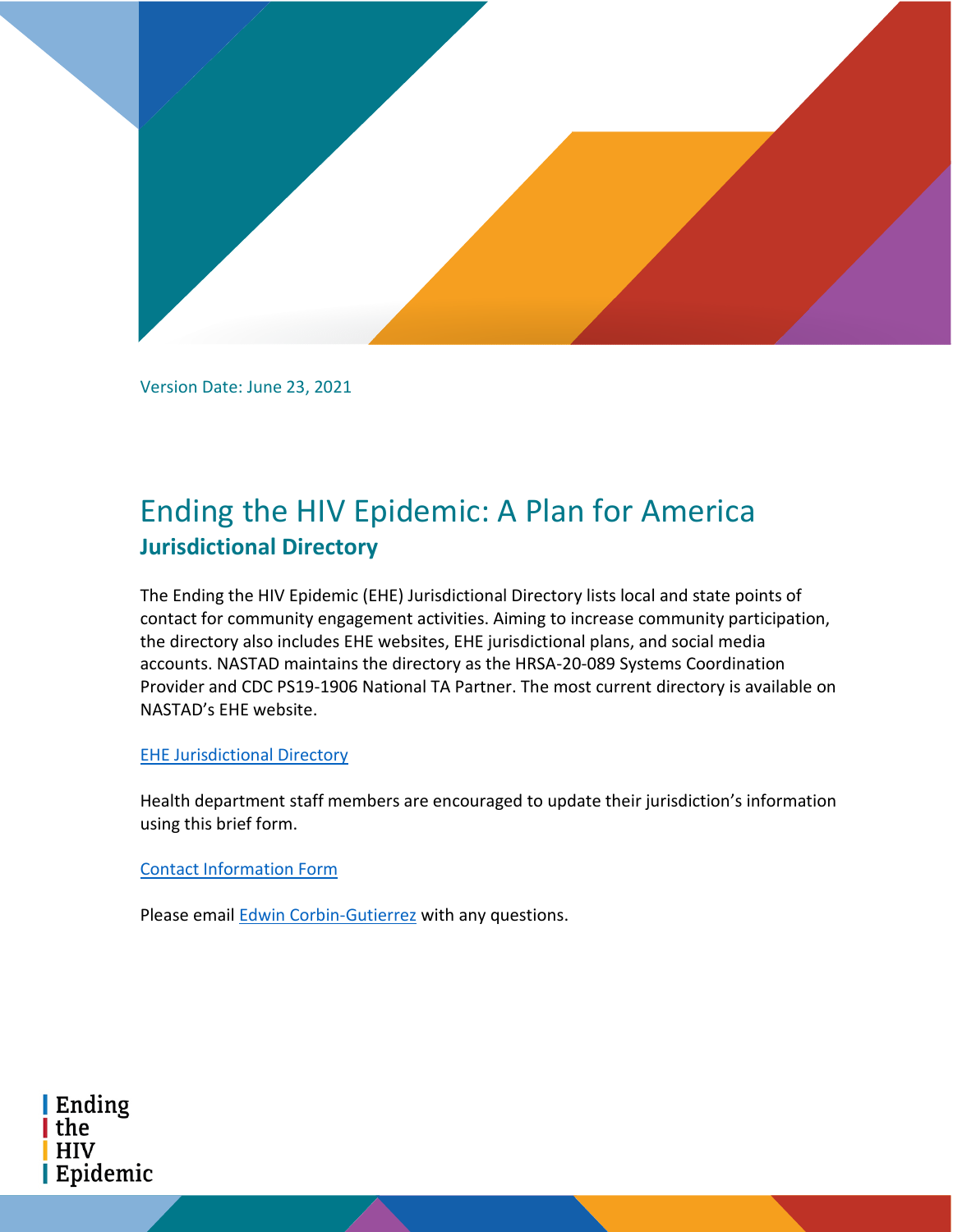Version Date: June 23, 2021

# Ending the HIV Epidemic: A Plan for America

## Jurisdictional Directory

The Ending the HIV Epidemic (EHE) Jurisdictional Directory lists local and state points of contact for community engagement activities. Aiming to increase community participation, the directory also includes EHE websites, EHE jurisdictional plans, and social media accounts. NASTAD maintains the directory as the HRSA-20-089 Systems Coordination Provider and CDC PS19-1906 National TA Partner. The most current directory is available on NASTAD's EHE website.

EHE Jurisdictional Directory

Health department staff members are encouraged to update their jurisdiction's information using this brief form.

Contact Information Form

Please email Edwin Corbin-Gutierrez with any questions.

Ending the HIV Epidemic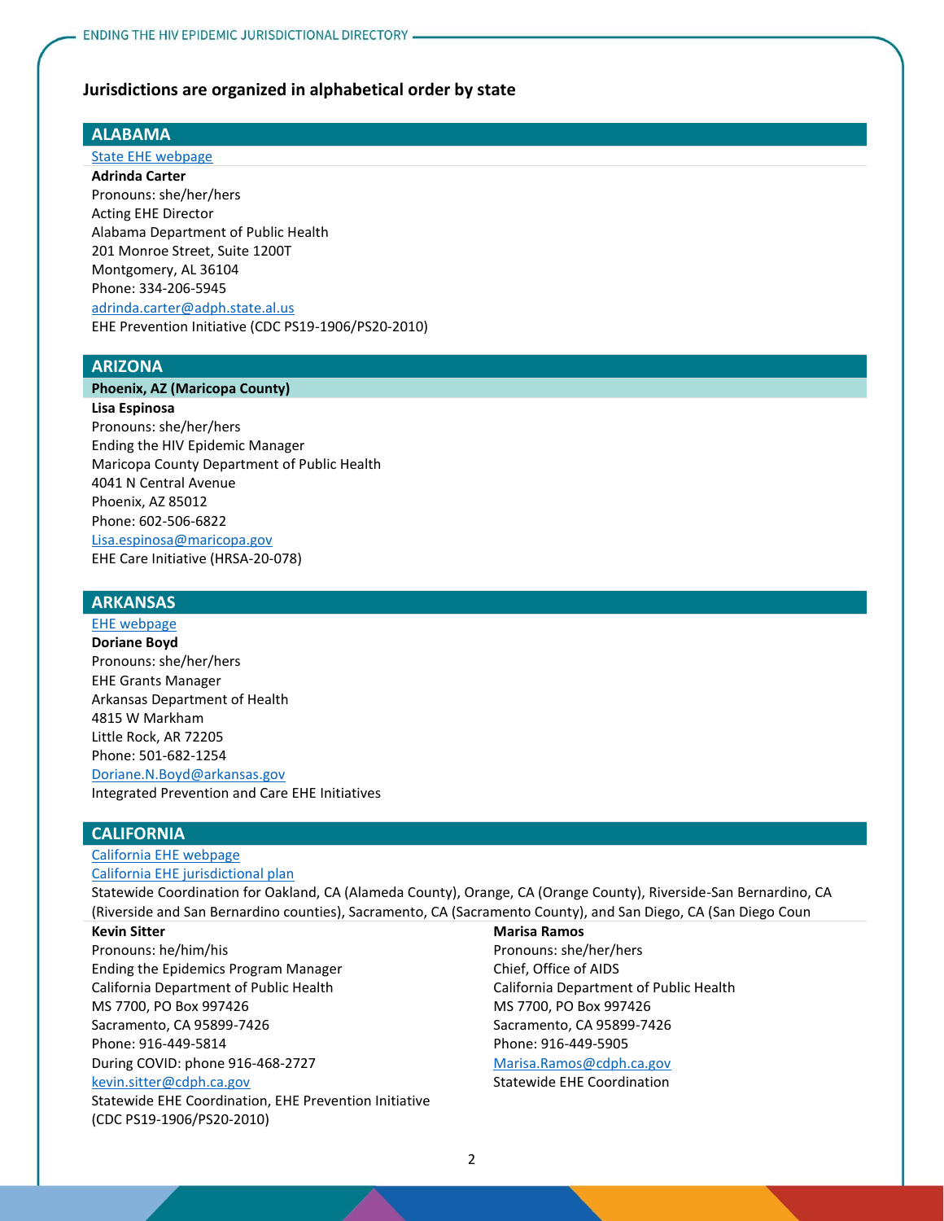**Jurisdictions are organized in alphabetical order by state**

## ALABAMA

State EHE webpage

**Adrinda Carter**
Pronouns: she/her/hers
Acting EHE Director
Alabama Department of Public Health
201 Monroe Street, Suite 1200T
Montgomery, AL 36104
Phone: 334-206-5945
adrinda.carter@adph.state.al.us
EHE Prevention Initiative (CDC PS19-1906/PS20-2010)

## ARIZONA

### Phoenix, AZ (Maricopa County)

**Lisa Espinosa**
Pronouns: she/her/hers
Ending the HIV Epidemic Manager
Maricopa County Department of Public Health
4041 N Central Avenue
Phoenix, AZ 85012
Phone: 602-506-6822
Lisa.espinosa@maricopa.gov
EHE Care Initiative (HRSA-20-078)

## ARKANSAS

EHE webpage

**Doriane Boyd**
Pronouns: she/her/hers
EHE Grants Manager
Arkansas Department of Health
4815 W Markham
Little Rock, AR 72205
Phone: 501-682-1254
Doriane.N.Boyd@arkansas.gov
Integrated Prevention and Care EHE Initiatives

## CALIFORNIA

California EHE webpage

California EHE jurisdictional plan

Statewide Coordination for Oakland, CA (Alameda County), Orange, CA (Orange County), Riverside-San Bernardino, CA (Riverside and San Bernardino counties), Sacramento, CA (Sacramento County), and San Diego, CA (San Diego Coun

**Kevin Sitter**
Pronouns: he/him/his
Ending the Epidemics Program Manager
California Department of Public Health
MS 7700, PO Box 997426
Sacramento, CA 95899-7426
Phone: 916-449-5814
During COVID: phone 916-468-2727
kevin.sitter@cdph.ca.gov
Statewide EHE Coordination, EHE Prevention Initiative (CDC PS19-1906/PS20-2010)

**Marisa Ramos**
Pronouns: she/her/hers
Chief, Office of AIDS
California Department of Public Health
MS 7700, PO Box 997426
Sacramento, CA 95899-7426
Phone: 916-449-5905
Marisa.Ramos@cdph.ca.gov
Statewide EHE Coordination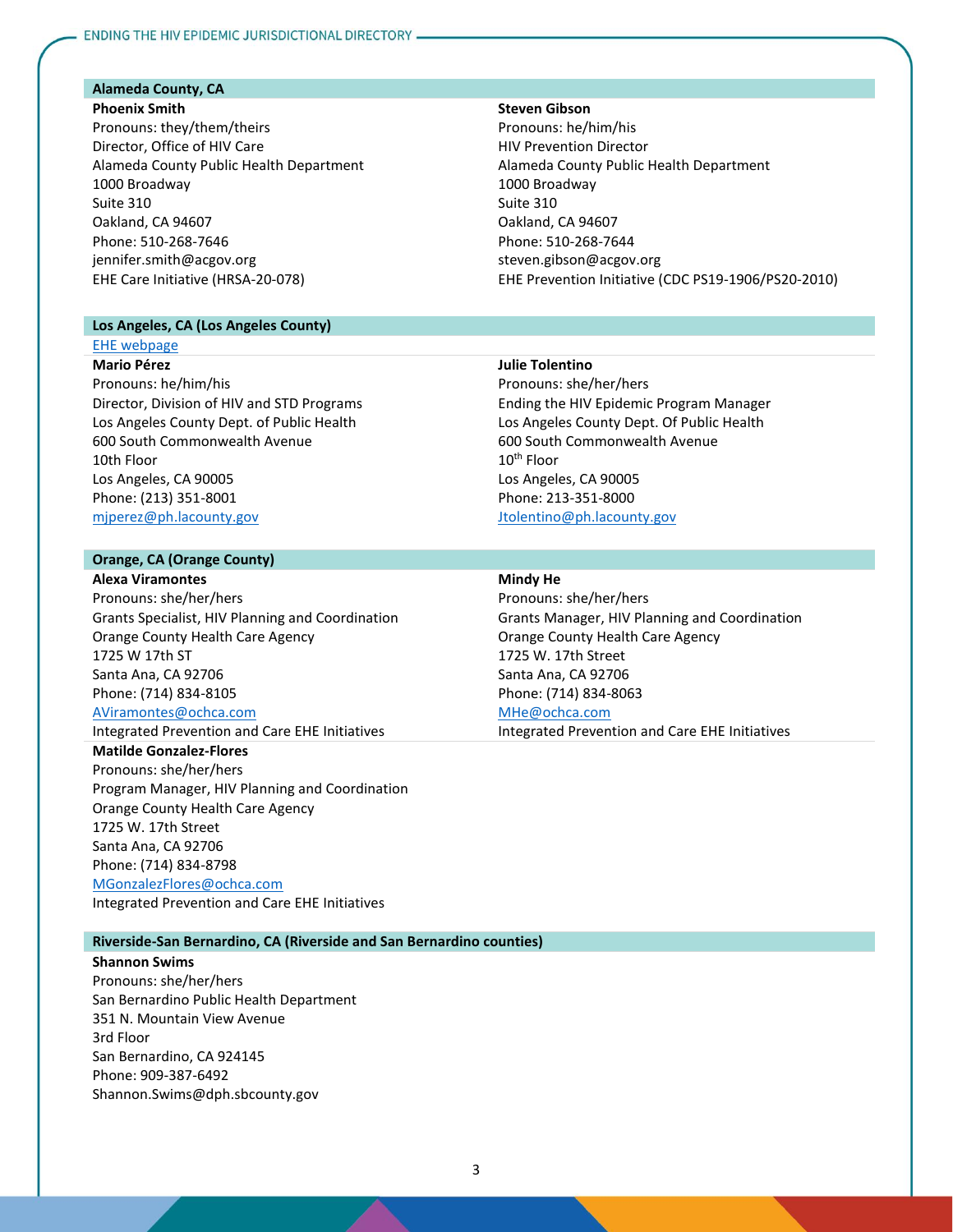## Alameda County, CA

**Phoenix Smith**
Pronouns: they/them/theirs
Director, Office of HIV Care
Alameda County Public Health Department
1000 Broadway
Suite 310
Oakland, CA 94607
Phone: 510-268-7646
jennifer.smith@acgov.org
EHE Care Initiative (HRSA-20-078)

**Steven Gibson**
Pronouns: he/him/his
HIV Prevention Director
Alameda County Public Health Department
1000 Broadway
Suite 310
Oakland, CA 94607
Phone: 510-268-7644
steven.gibson@acgov.org
EHE Prevention Initiative (CDC PS19-1906/PS20-2010)

## Los Angeles, CA (Los Angeles County)

EHE webpage

**Mario Pérez**
Pronouns: he/him/his
Director, Division of HIV and STD Programs
Los Angeles County Dept. of Public Health
600 South Commonwealth Avenue
10th Floor
Los Angeles, CA 90005
Phone: (213) 351-8001
mjperez@ph.lacounty.gov

**Julie Tolentino**
Pronouns: she/her/hers
Ending the HIV Epidemic Program Manager
Los Angeles County Dept. Of Public Health
600 South Commonwealth Avenue
10th Floor
Los Angeles, CA 90005
Phone: 213-351-8000
Jtolentino@ph.lacounty.gov

## Orange, CA (Orange County)

**Alexa Viramontes**
Pronouns: she/her/hers
Grants Specialist, HIV Planning and Coordination
Orange County Health Care Agency
1725 W 17th ST
Santa Ana, CA 92706
Phone: (714) 834-8105
AViramontes@ochca.com
Integrated Prevention and Care EHE Initiatives

**Mindy He**
Pronouns: she/her/hers
Grants Manager, HIV Planning and Coordination
Orange County Health Care Agency
1725 W. 17th Street
Santa Ana, CA 92706
Phone: (714) 834-8063
MHe@ochca.com
Integrated Prevention and Care EHE Initiatives

**Matilde Gonzalez-Flores**
Pronouns: she/her/hers
Program Manager, HIV Planning and Coordination
Orange County Health Care Agency
1725 W. 17th Street
Santa Ana, CA 92706
Phone: (714) 834-8798
MGonzalezFlores@ochca.com
Integrated Prevention and Care EHE Initiatives

## Riverside-San Bernardino, CA (Riverside and San Bernardino counties)

**Shannon Swims**
Pronouns: she/her/hers
San Bernardino Public Health Department
351 N. Mountain View Avenue
3rd Floor
San Bernardino, CA 924145
Phone: 909-387-6492
Shannon.Swims@dph.sbcounty.gov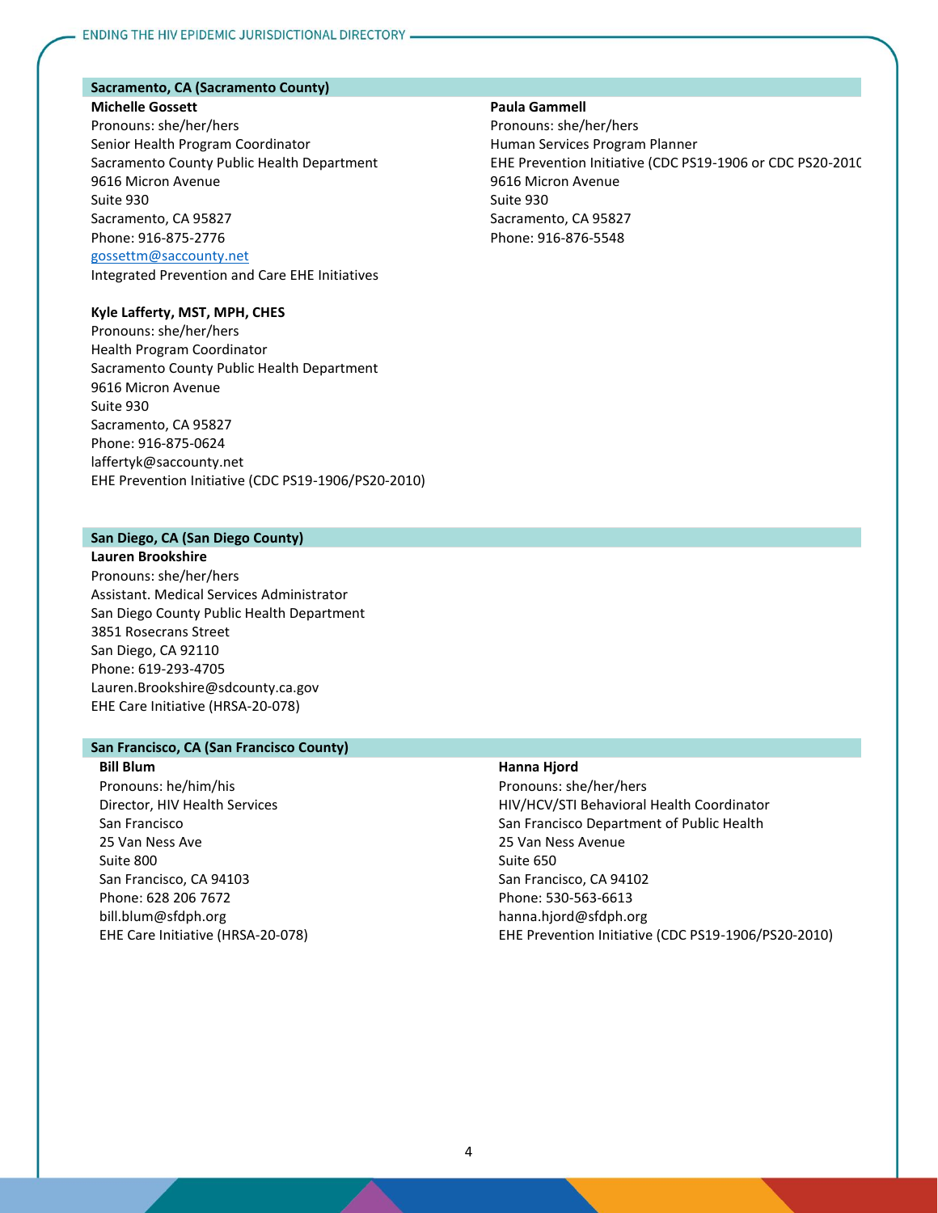## Sacramento, CA (Sacramento County)

**Michelle Gossett**
Pronouns: she/her/hers
Senior Health Program Coordinator
Sacramento County Public Health Department
9616 Micron Avenue
Suite 930
Sacramento, CA 95827
Phone: 916-875-2776
gossettm@saccounty.net
Integrated Prevention and Care EHE Initiatives

**Kyle Lafferty, MST, MPH, CHES**
Pronouns: she/her/hers
Health Program Coordinator
Sacramento County Public Health Department
9616 Micron Avenue
Suite 930
Sacramento, CA 95827
Phone: 916-875-0624
laffertyk@saccounty.net
EHE Prevention Initiative (CDC PS19-1906/PS20-2010)

**Paula Gammell**
Pronouns: she/her/hers
Human Services Program Planner
EHE Prevention Initiative (CDC PS19-1906 or CDC PS20-2010
9616 Micron Avenue
Suite 930
Sacramento, CA 95827
Phone: 916-876-5548

## San Diego, CA (San Diego County)

**Lauren Brookshire**
Pronouns: she/her/hers
Assistant. Medical Services Administrator
San Diego County Public Health Department
3851 Rosecrans Street
San Diego, CA 92110
Phone: 619-293-4705
Lauren.Brookshire@sdcounty.ca.gov
EHE Care Initiative (HRSA-20-078)

## San Francisco, CA (San Francisco County)

**Bill Blum**
Pronouns: he/him/his
Director, HIV Health Services
San Francisco
25 Van Ness Ave
Suite 800
San Francisco, CA 94103
Phone: 628 206 7672
bill.blum@sfdph.org
EHE Care Initiative (HRSA-20-078)

**Hanna Hjord**
Pronouns: she/her/hers
HIV/HCV/STI Behavioral Health Coordinator
San Francisco Department of Public Health
25 Van Ness Avenue
Suite 650
San Francisco, CA 94102
Phone: 530-563-6613
hanna.hjord@sfdph.org
EHE Prevention Initiative (CDC PS19-1906/PS20-2010)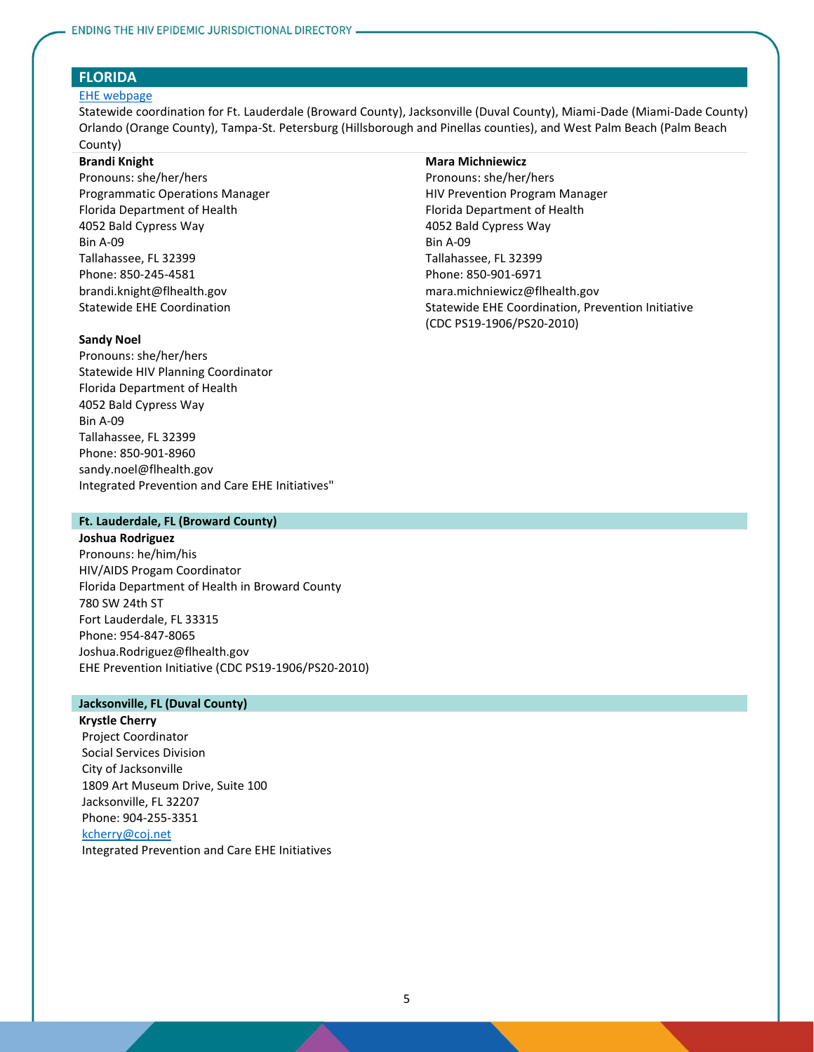## FLORIDA

[EHE webpage]

Statewide coordination for Ft. Lauderdale (Broward County), Jacksonville (Duval County), Miami-Dade (Miami-Dade County) Orlando (Orange County), Tampa-St. Petersburg (Hillsborough and Pinellas counties), and West Palm Beach (Palm Beach County)

**Brandi Knight**
Pronouns: she/her/hers
Programmatic Operations Manager
Florida Department of Health
4052 Bald Cypress Way
Bin A-09
Tallahassee, FL 32399
Phone: 850-245-4581
brandi.knight@flhealth.gov
Statewide EHE Coordination

**Mara Michniewicz**
Pronouns: she/her/hers
HIV Prevention Program Manager
Florida Department of Health
4052 Bald Cypress Way
Bin A-09
Tallahassee, FL 32399
Phone: 850-901-6971
mara.michniewicz@flhealth.gov
Statewide EHE Coordination, Prevention Initiative (CDC PS19-1906/PS20-2010)

**Sandy Noel**
Pronouns: she/her/hers
Statewide HIV Planning Coordinator
Florida Department of Health
4052 Bald Cypress Way
Bin A-09
Tallahassee, FL 32399
Phone: 850-901-8960
sandy.noel@flhealth.gov
Integrated Prevention and Care EHE Initiatives"

### Ft. Lauderdale, FL (Broward County)

**Joshua Rodriguez**
Pronouns: he/him/his
HIV/AIDS Progam Coordinator
Florida Department of Health in Broward County
780 SW 24th ST
Fort Lauderdale, FL 33315
Phone: 954-847-8065
Joshua.Rodriguez@flhealth.gov
EHE Prevention Initiative (CDC PS19-1906/PS20-2010)

### Jacksonville, FL (Duval County)

**Krystle Cherry**
Project Coordinator
Social Services Division
City of Jacksonville
1809 Art Museum Drive, Suite 100
Jacksonville, FL 32207
Phone: 904-255-3351
kcherry@coj.net
Integrated Prevention and Care EHE Initiatives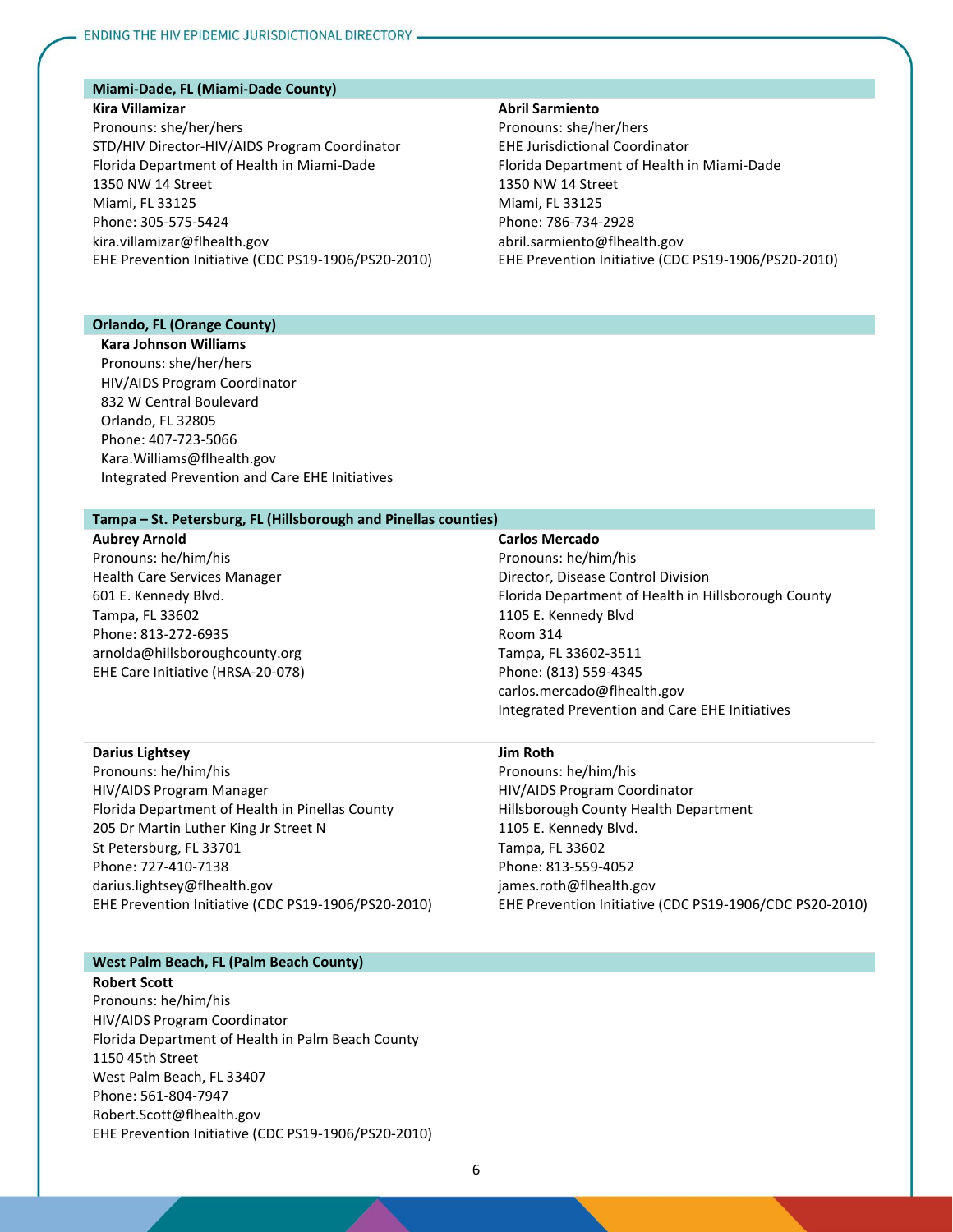## Miami-Dade, FL (Miami-Dade County)

**Kira Villamizar**
Pronouns: she/her/hers
STD/HIV Director-HIV/AIDS Program Coordinator
Florida Department of Health in Miami-Dade
1350 NW 14 Street
Miami, FL 33125
Phone: 305-575-5424
kira.villamizar@flhealth.gov
EHE Prevention Initiative (CDC PS19-1906/PS20-2010)

**Abril Sarmiento**
Pronouns: she/her/hers
EHE Jurisdictional Coordinator
Florida Department of Health in Miami-Dade
1350 NW 14 Street
Miami, FL 33125
Phone: 786-734-2928
abril.sarmiento@flhealth.gov
EHE Prevention Initiative (CDC PS19-1906/PS20-2010)

## Orlando, FL (Orange County)

**Kara Johnson Williams**
Pronouns: she/her/hers
HIV/AIDS Program Coordinator
832 W Central Boulevard
Orlando, FL 32805
Phone: 407-723-5066
Kara.Williams@flhealth.gov
Integrated Prevention and Care EHE Initiatives

## Tampa – St. Petersburg, FL (Hillsborough and Pinellas counties)

**Aubrey Arnold**
Pronouns: he/him/his
Health Care Services Manager
601 E. Kennedy Blvd.
Tampa, FL 33602
Phone: 813-272-6935
arnolda@hillsboroughcounty.org
EHE Care Initiative (HRSA-20-078)

**Carlos Mercado**
Pronouns: he/him/his
Director, Disease Control Division
Florida Department of Health in Hillsborough County
1105 E. Kennedy Blvd
Room 314
Tampa, FL 33602-3511
Phone: (813) 559-4345
carlos.mercado@flhealth.gov
Integrated Prevention and Care EHE Initiatives

**Darius Lightsey**
Pronouns: he/him/his
HIV/AIDS Program Manager
Florida Department of Health in Pinellas County
205 Dr Martin Luther King Jr Street N
St Petersburg, FL 33701
Phone: 727-410-7138
darius.lightsey@flhealth.gov
EHE Prevention Initiative (CDC PS19-1906/PS20-2010)

**Jim Roth**
Pronouns: he/him/his
HIV/AIDS Program Coordinator
Hillsborough County Health Department
1105 E. Kennedy Blvd.
Tampa, FL 33602
Phone: 813-559-4052
james.roth@flhealth.gov
EHE Prevention Initiative (CDC PS19-1906/CDC PS20-2010)

## West Palm Beach, FL (Palm Beach County)

**Robert Scott**
Pronouns: he/him/his
HIV/AIDS Program Coordinator
Florida Department of Health in Palm Beach County
1150 45th Street
West Palm Beach, FL 33407
Phone: 561-804-7947
Robert.Scott@flhealth.gov
EHE Prevention Initiative (CDC PS19-1906/PS20-2010)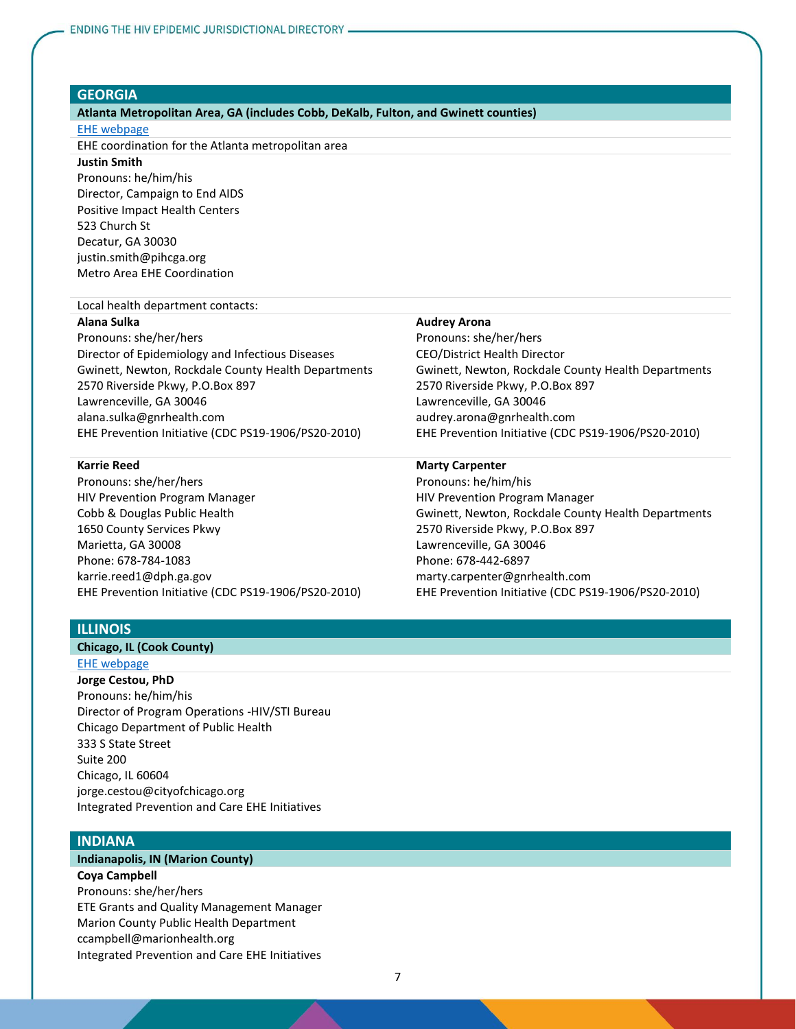## GEORGIA

### Atlanta Metropolitan Area, GA (includes Cobb, DeKalb, Fulton, and Gwinnett counties)

EHE webpage

EHE coordination for the Atlanta metropolitan area

**Justin Smith**
Pronouns: he/him/his
Director, Campaign to End AIDS
Positive Impact Health Centers
523 Church St
Decatur, GA 30030
justin.smith@pihcga.org
Metro Area EHE Coordination

Local health department contacts:

**Alana Sulka**
Pronouns: she/her/hers
Director of Epidemiology and Infectious Diseases
Gwinnett, Newton, Rockdale County Health Departments
2570 Riverside Pkwy, P.O.Box 897
Lawrenceville, GA 30046
alana.sulka@gnrhealth.com
EHE Prevention Initiative (CDC PS19-1906/PS20-2010)

**Audrey Arona**
Pronouns: she/her/hers
CEO/District Health Director
Gwinnett, Newton, Rockdale County Health Departments
2570 Riverside Pkwy, P.O.Box 897
Lawrenceville, GA 30046
audrey.arona@gnrhealth.com
EHE Prevention Initiative (CDC PS19-1906/PS20-2010)

**Karrie Reed**
Pronouns: she/her/hers
HIV Prevention Program Manager
Cobb & Douglas Public Health
1650 County Services Pkwy
Marietta, GA 30008
Phone: 678-784-1083
karrie.reed1@dph.ga.gov
EHE Prevention Initiative (CDC PS19-1906/PS20-2010)

**Marty Carpenter**
Pronouns: he/him/his
HIV Prevention Program Manager
Gwinnett, Newton, Rockdale County Health Departments
2570 Riverside Pkwy, P.O.Box 897
Lawrenceville, GA 30046
Phone: 678-442-6897
marty.carpenter@gnrhealth.com
EHE Prevention Initiative (CDC PS19-1906/PS20-2010)

## ILLINOIS

### Chicago, IL (Cook County)

EHE webpage

**Jorge Cestou, PhD**
Pronouns: he/him/his
Director of Program Operations -HIV/STI Bureau
Chicago Department of Public Health
333 S State Street
Suite 200
Chicago, IL 60604
jorge.cestou@cityofchicago.org
Integrated Prevention and Care EHE Initiatives

## INDIANA

### Indianapolis, IN (Marion County)

**Coya Campbell**
Pronouns: she/her/hers
ETE Grants and Quality Management Manager
Marion County Public Health Department
ccampbell@marionhealth.org
Integrated Prevention and Care EHE Initiatives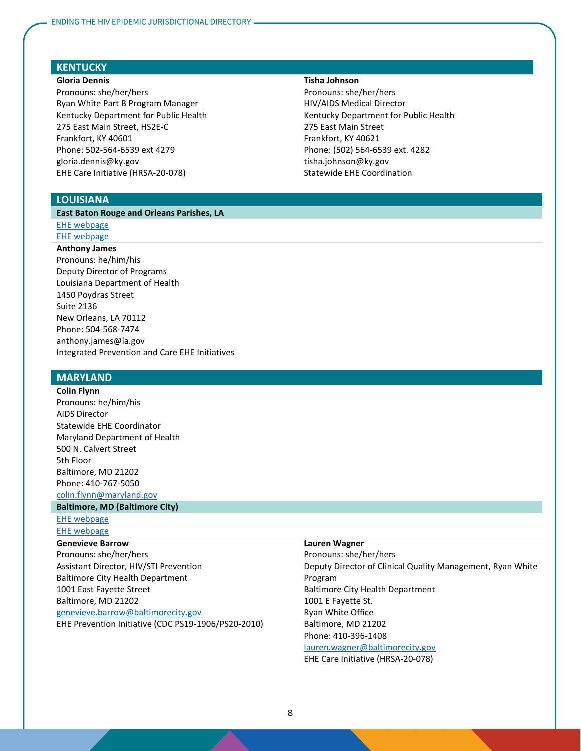## KENTUCKY

**Gloria Dennis**
Pronouns: she/her/hers
Ryan White Part B Program Manager
Kentucky Department for Public Health
275 East Main Street, HS2E-C
Frankfort, KY 40601
Phone: 502-564-6539 ext 4279
gloria.dennis@ky.gov
EHE Care Initiative (HRSA-20-078)

**Tisha Johnson**
Pronouns: she/her/hers
HIV/AIDS Medical Director
Kentucky Department for Public Health
275 East Main Street
Frankfort, KY 40621
Phone: (502) 564-6539 ext. 4282
tisha.johnson@ky.gov
Statewide EHE Coordination

## LOUISIANA

### East Baton Rouge and Orleans Parishes, LA

EHE webpage
EHE webpage

**Anthony James**
Pronouns: he/him/his
Deputy Director of Programs
Louisiana Department of Health
1450 Poydras Street
Suite 2136
New Orleans, LA 70112
Phone: 504-568-7474
anthony.james@la.gov
Integrated Prevention and Care EHE Initiatives

## MARYLAND

**Colin Flynn**
Pronouns: he/him/his
AIDS Director
Statewide EHE Coordinator
Maryland Department of Health
500 N. Calvert Street
5th Floor
Baltimore, MD 21202
Phone: 410-767-5050
colin.flynn@maryland.gov

### Baltimore, MD (Baltimore City)

EHE webpage
EHE webpage

**Genevieve Barrow**
Pronouns: she/her/hers
Assistant Director, HIV/STI Prevention
Baltimore City Health Department
1001 East Fayette Street
Baltimore, MD 21202
genevieve.barrow@baltimorecity.gov
EHE Prevention Initiative (CDC PS19-1906/PS20-2010)

**Lauren Wagner**
Pronouns: she/her/hers
Deputy Director of Clinical Quality Management, Ryan White Program
Baltimore City Health Department
1001 E Fayette St.
Ryan White Office
Baltimore, MD 21202
Phone: 410-396-1408
lauren.wagner@baltimorecity.gov
EHE Care Initiative (HRSA-20-078)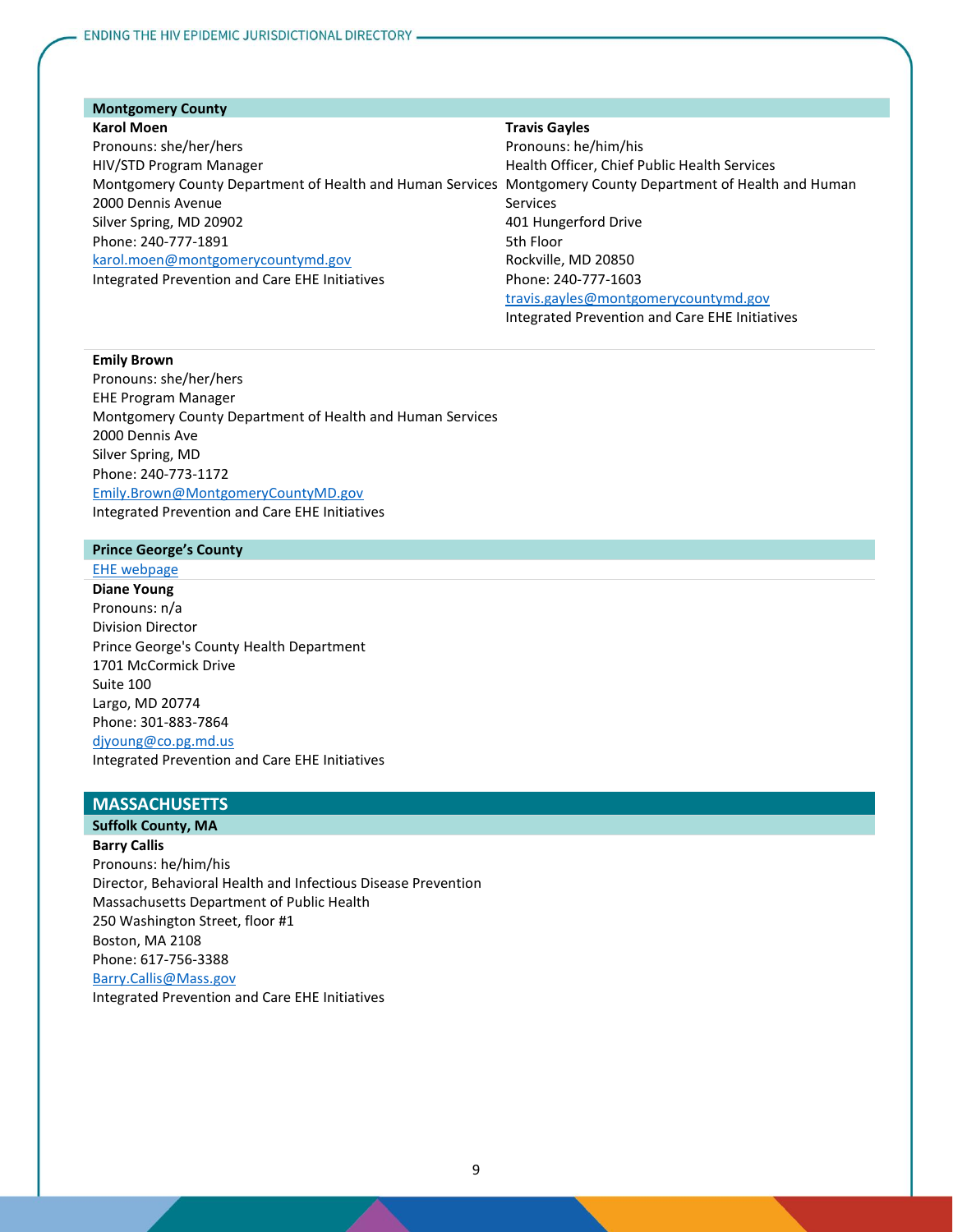### Montgomery County

**Karol Moen**
Pronouns: she/her/hers
HIV/STD Program Manager
Montgomery County Department of Health and Human Services
2000 Dennis Avenue
Silver Spring, MD 20902
Phone: 240-777-1891
karol.moen@montgomerycountymd.gov
Integrated Prevention and Care EHE Initiatives

**Travis Gayles**
Pronouns: he/him/his
Health Officer, Chief Public Health Services
Montgomery County Department of Health and Human Services
401 Hungerford Drive
5th Floor
Rockville, MD 20850
Phone: 240-777-1603
travis.gayles@montgomerycountymd.gov
Integrated Prevention and Care EHE Initiatives

**Emily Brown**
Pronouns: she/her/hers
EHE Program Manager
Montgomery County Department of Health and Human Services
2000 Dennis Ave
Silver Spring, MD
Phone: 240-773-1172
Emily.Brown@MontgomeryCountyMD.gov
Integrated Prevention and Care EHE Initiatives

### Prince George's County

EHE webpage

**Diane Young**
Pronouns: n/a
Division Director
Prince George's County Health Department
1701 McCormick Drive
Suite 100
Largo, MD 20774
Phone: 301-883-7864
djyoung@co.pg.md.us
Integrated Prevention and Care EHE Initiatives

## MASSACHUSETTS

### Suffolk County, MA

**Barry Callis**
Pronouns: he/him/his
Director, Behavioral Health and Infectious Disease Prevention
Massachusetts Department of Public Health
250 Washington Street, floor #1
Boston, MA 2108
Phone: 617-756-3388
Barry.Callis@Mass.gov
Integrated Prevention and Care EHE Initiatives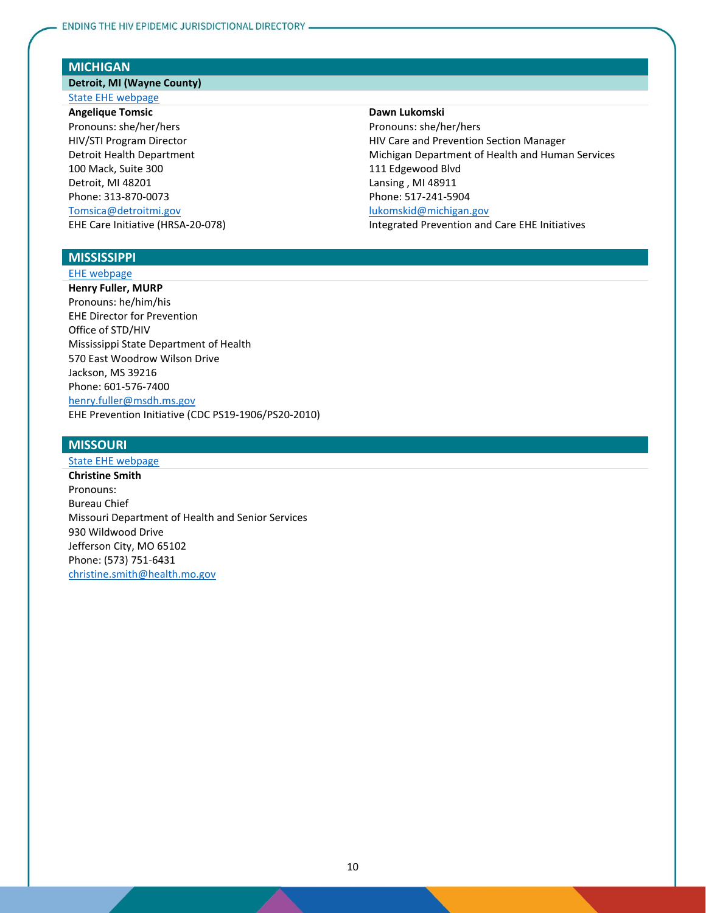## MICHIGAN

### Detroit, MI (Wayne County)

State EHE webpage

**Angelique Tomsic**
Pronouns: she/her/hers
HIV/STI Program Director
Detroit Health Department
100 Mack, Suite 300
Detroit, MI 48201
Phone: 313-870-0073
Tomsica@detroitmi.gov
EHE Care Initiative (HRSA-20-078)

**Dawn Lukomski**
Pronouns: she/her/hers
HIV Care and Prevention Section Manager
Michigan Department of Health and Human Services
111 Edgewood Blvd
Lansing , MI 48911
Phone: 517-241-5904
lukomskid@michigan.gov
Integrated Prevention and Care EHE Initiatives

## MISSISSIPPI

EHE webpage

**Henry Fuller, MURP**
Pronouns: he/him/his
EHE Director for Prevention
Office of STD/HIV
Mississippi State Department of Health
570 East Woodrow Wilson Drive
Jackson, MS 39216
Phone: 601-576-7400
henry.fuller@msdh.ms.gov
EHE Prevention Initiative (CDC PS19-1906/PS20-2010)

## MISSOURI

State EHE webpage

**Christine Smith**
Pronouns:
Bureau Chief
Missouri Department of Health and Senior Services
930 Wildwood Drive
Jefferson City, MO 65102
Phone: (573) 751-6431
christine.smith@health.mo.gov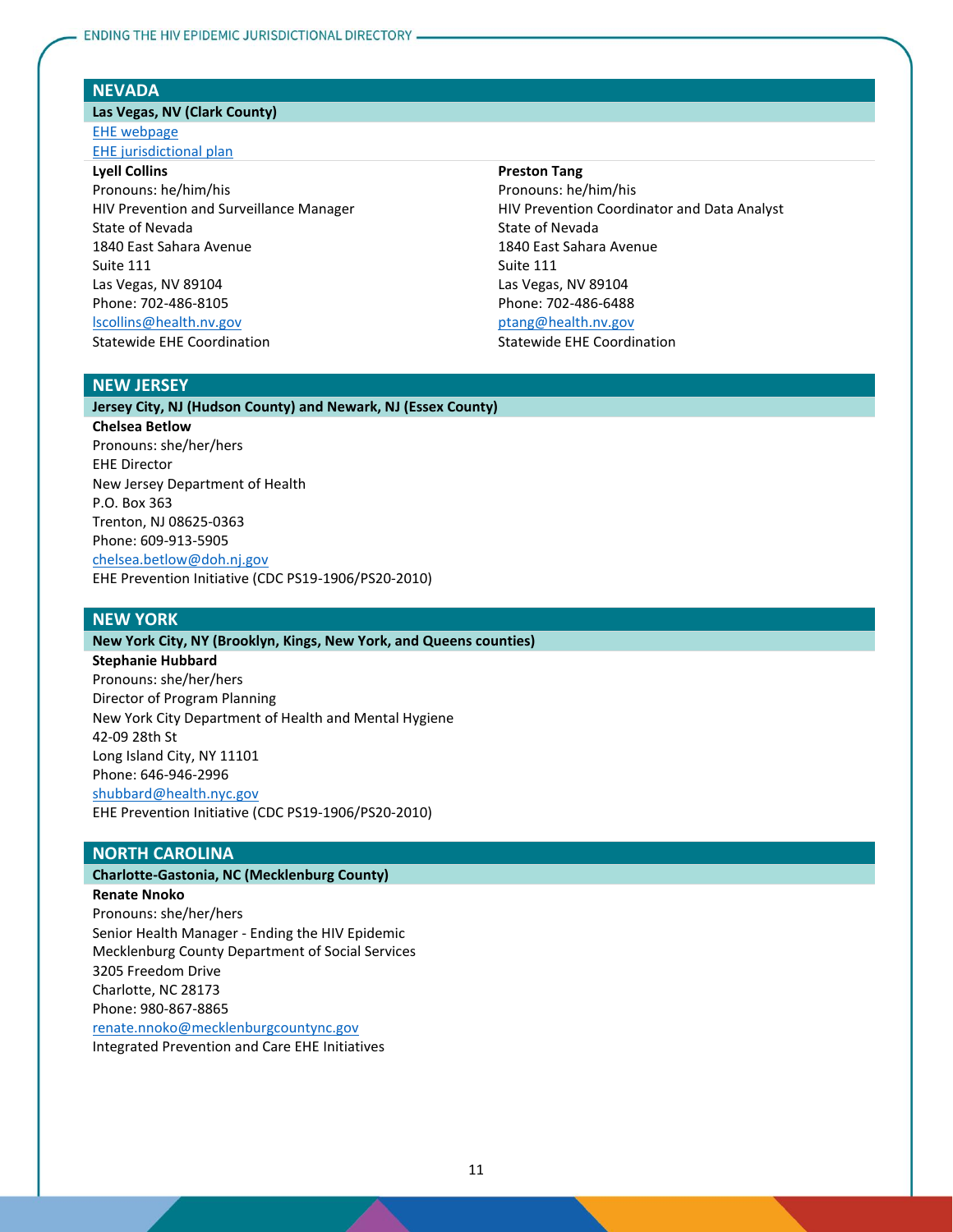## NEVADA

### Las Vegas, NV (Clark County)

[EHE webpage](#)
[EHE jurisdictional plan](#)

**Lyell Collins**
Pronouns: he/him/his
HIV Prevention and Surveillance Manager
State of Nevada
1840 East Sahara Avenue
Suite 111
Las Vegas, NV 89104
Phone: 702-486-8105
lscollins@health.nv.gov
Statewide EHE Coordination

**Preston Tang**
Pronouns: he/him/his
HIV Prevention Coordinator and Data Analyst
State of Nevada
1840 East Sahara Avenue
Suite 111
Las Vegas, NV 89104
Phone: 702-486-6488
ptang@health.nv.gov
Statewide EHE Coordination

## NEW JERSEY

### Jersey City, NJ (Hudson County) and Newark, NJ (Essex County)

**Chelsea Betlow**
Pronouns: she/her/hers
EHE Director
New Jersey Department of Health
P.O. Box 363
Trenton, NJ 08625-0363
Phone: 609-913-5905
chelsea.betlow@doh.nj.gov
EHE Prevention Initiative (CDC PS19-1906/PS20-2010)

## NEW YORK

### New York City, NY (Brooklyn, Kings, New York, and Queens counties)

**Stephanie Hubbard**
Pronouns: she/her/hers
Director of Program Planning
New York City Department of Health and Mental Hygiene
42-09 28th St
Long Island City, NY 11101
Phone: 646-946-2996
shubbard@health.nyc.gov
EHE Prevention Initiative (CDC PS19-1906/PS20-2010)

## NORTH CAROLINA

### Charlotte-Gastonia, NC (Mecklenburg County)

**Renate Nnoko**
Pronouns: she/her/hers
Senior Health Manager - Ending the HIV Epidemic
Mecklenburg County Department of Social Services
3205 Freedom Drive
Charlotte, NC 28173
Phone: 980-867-8865
renate.nnoko@mecklenburgcountync.gov
Integrated Prevention and Care EHE Initiatives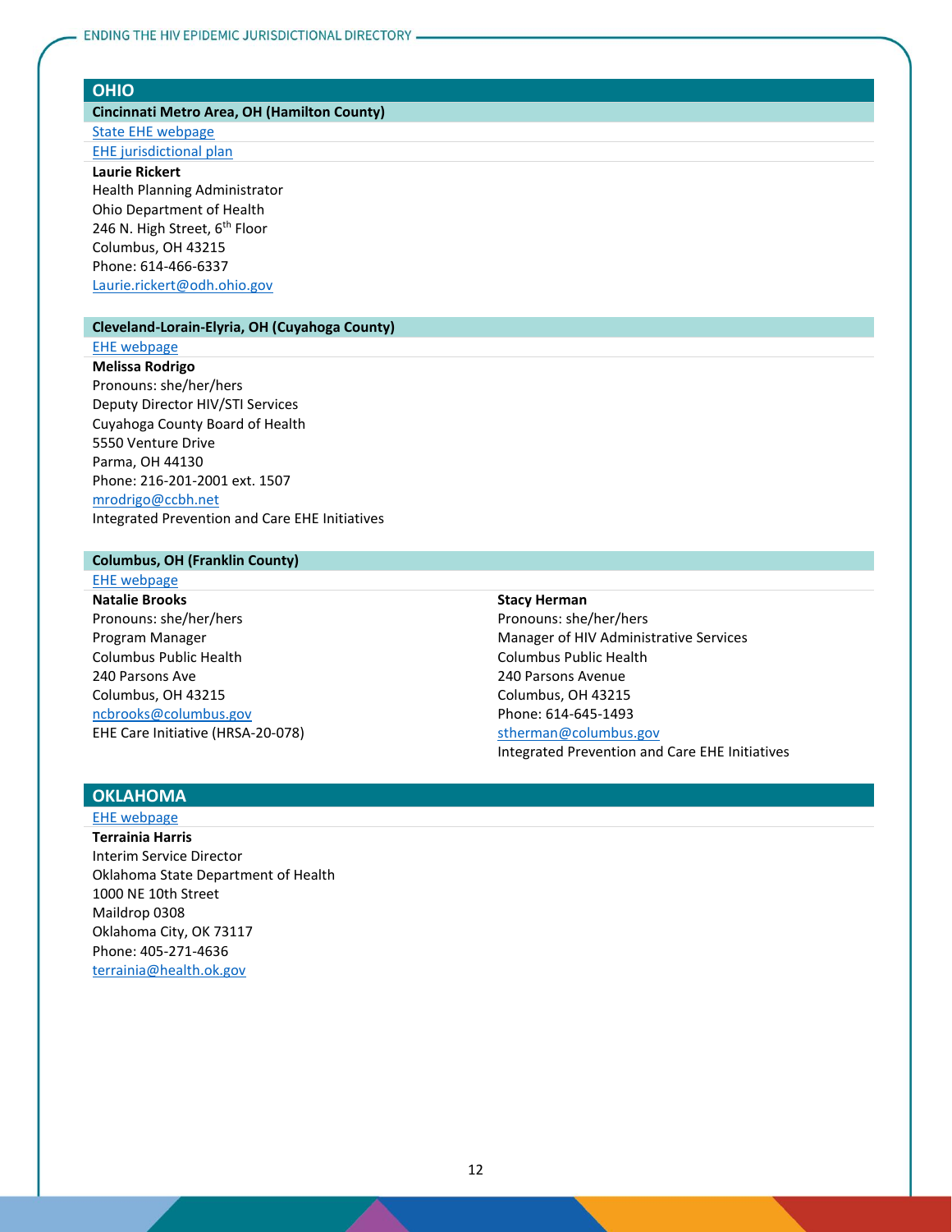## OHIO

### Cincinnati Metro Area, OH (Hamilton County)

State EHE webpage

EHE jurisdictional plan

**Laurie Rickert**
Health Planning Administrator
Ohio Department of Health
246 N. High Street, 6th Floor
Columbus, OH 43215
Phone: 614-466-6337
Laurie.rickert@odh.ohio.gov

### Cleveland-Lorain-Elyria, OH (Cuyahoga County)

EHE webpage

**Melissa Rodrigo**
Pronouns: she/her/hers
Deputy Director HIV/STI Services
Cuyahoga County Board of Health
5550 Venture Drive
Parma, OH 44130
Phone: 216-201-2001 ext. 1507
mrodrigo@ccbh.net
Integrated Prevention and Care EHE Initiatives

### Columbus, OH (Franklin County)

EHE webpage

**Natalie Brooks**
Pronouns: she/her/hers
Program Manager
Columbus Public Health
240 Parsons Ave
Columbus, OH 43215
ncbrooks@columbus.gov
EHE Care Initiative (HRSA-20-078)

**Stacy Herman**
Pronouns: she/her/hers
Manager of HIV Administrative Services
Columbus Public Health
240 Parsons Avenue
Columbus, OH 43215
Phone: 614-645-1493
stherman@columbus.gov
Integrated Prevention and Care EHE Initiatives

## OKLAHOMA

EHE webpage

**Terrainia Harris**
Interim Service Director
Oklahoma State Department of Health
1000 NE 10th Street
Maildrop 0308
Oklahoma City, OK 73117
Phone: 405-271-4636
terrainia@health.ok.gov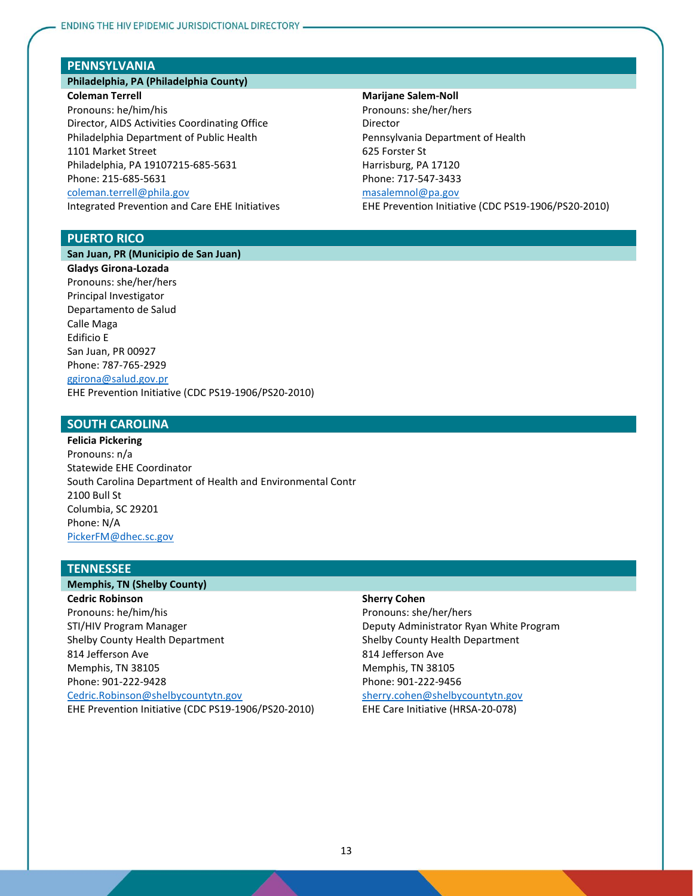## PENNSYLVANIA

### Philadelphia, PA (Philadelphia County)

**Coleman Terrell**
Pronouns: he/him/his
Director, AIDS Activities Coordinating Office
Philadelphia Department of Public Health
1101 Market Street
Philadelphia, PA 19107215-685-5631
Phone: 215-685-5631
coleman.terrell@phila.gov
Integrated Prevention and Care EHE Initiatives

**Marijane Salem-Noll**
Pronouns: she/her/hers
Director
Pennsylvania Department of Health
625 Forster St
Harrisburg, PA 17120
Phone: 717-547-3433
masalemnol@pa.gov
EHE Prevention Initiative (CDC PS19-1906/PS20-2010)

## PUERTO RICO

### San Juan, PR (Municipio de San Juan)

**Gladys Girona-Lozada**
Pronouns: she/her/hers
Principal Investigator
Departamento de Salud
Calle Maga
Edificio E
San Juan, PR 00927
Phone: 787-765-2929
ggirona@salud.gov.pr
EHE Prevention Initiative (CDC PS19-1906/PS20-2010)

## SOUTH CAROLINA

**Felicia Pickering**
Pronouns: n/a
Statewide EHE Coordinator
South Carolina Department of Health and Environmental Contr
2100 Bull St
Columbia, SC 29201
Phone: N/A
PickerFM@dhec.sc.gov

## TENNESSEE

### Memphis, TN (Shelby County)

**Cedric Robinson**
Pronouns: he/him/his
STI/HIV Program Manager
Shelby County Health Department
814 Jefferson Ave
Memphis, TN 38105
Phone: 901-222-9428
Cedric.Robinson@shelbycountytn.gov
EHE Prevention Initiative (CDC PS19-1906/PS20-2010)

**Sherry Cohen**
Pronouns: she/her/hers
Deputy Administrator Ryan White Program
Shelby County Health Department
814 Jefferson Ave
Memphis, TN 38105
Phone: 901-222-9456
sherry.cohen@shelbycountytn.gov
EHE Care Initiative (HRSA-20-078)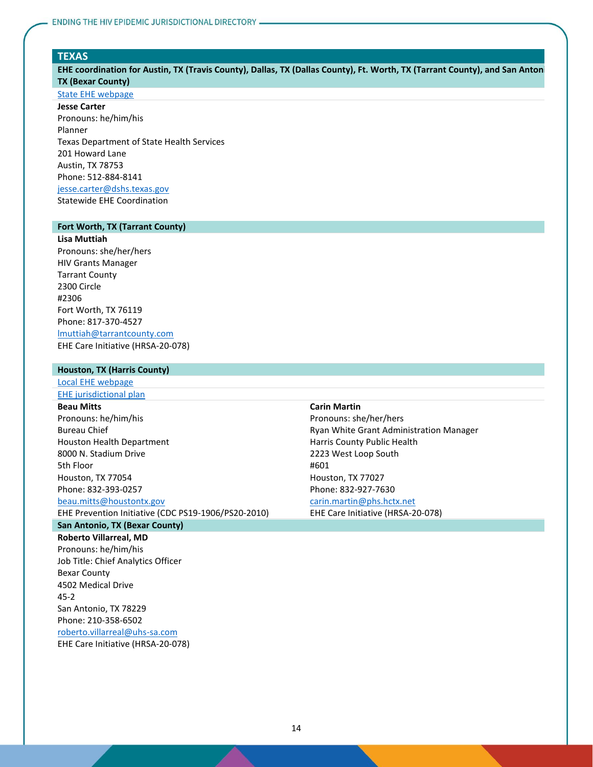## TEXAS

**EHE coordination for Austin, TX (Travis County), Dallas, TX (Dallas County), Ft. Worth, TX (Tarrant County), and San Antonio, TX (Bexar County)**

[State EHE webpage]

**Jesse Carter**
Pronouns: he/him/his
Planner
Texas Department of State Health Services
201 Howard Lane
Austin, TX 78753
Phone: 512-884-8141
jesse.carter@dshs.texas.gov
Statewide EHE Coordination

### Fort Worth, TX (Tarrant County)

**Lisa Muttiah**
Pronouns: she/her/hers
HIV Grants Manager
Tarrant County
2300 Circle
#2306
Fort Worth, TX 76119
Phone: 817-370-4527
lmuttiah@tarrantcounty.com
EHE Care Initiative (HRSA-20-078)

### Houston, TX (Harris County)

[Local EHE webpage]
[EHE jurisdictional plan]

**Beau Mitts**
Pronouns: he/him/his
Bureau Chief
Houston Health Department
8000 N. Stadium Drive
5th Floor
Houston, TX 77054
Phone: 832-393-0257
beau.mitts@houstontx.gov
EHE Prevention Initiative (CDC PS19-1906/PS20-2010)

**Carin Martin**
Pronouns: she/her/hers
Ryan White Grant Administration Manager
Harris County Public Health
2223 West Loop South
#601
Houston, TX 77027
Phone: 832-927-7630
carin.martin@phs.hctx.net
EHE Care Initiative (HRSA-20-078)

### San Antonio, TX (Bexar County)

**Roberto Villarreal, MD**
Pronouns: he/him/his
Job Title: Chief Analytics Officer
Bexar County
4502 Medical Drive
45-2
San Antonio, TX 78229
Phone: 210-358-6502
roberto.villarreal@uhs-sa.com
EHE Care Initiative (HRSA-20-078)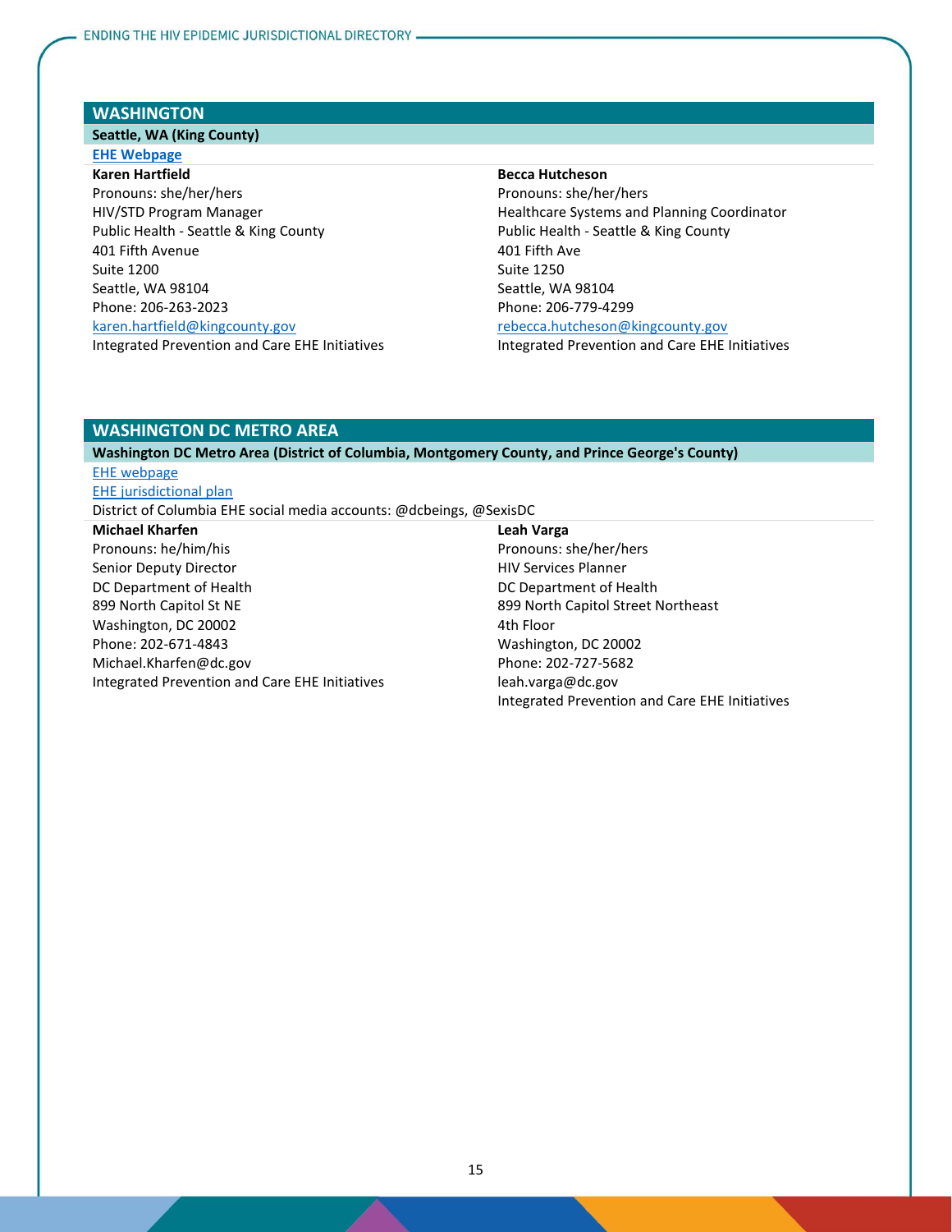## WASHINGTON

### Seattle, WA (King County)

**EHE Webpage**

**Karen Hartfield**
Pronouns: she/her/hers
HIV/STD Program Manager
Public Health - Seattle & King County
401 Fifth Avenue
Suite 1200
Seattle, WA 98104
Phone: 206-263-2023
karen.hartfield@kingcounty.gov
Integrated Prevention and Care EHE Initiatives

**Becca Hutcheson**
Pronouns: she/her/hers
Healthcare Systems and Planning Coordinator
Public Health - Seattle & King County
401 Fifth Ave
Suite 1250
Seattle, WA 98104
Phone: 206-779-4299
rebecca.hutcheson@kingcounty.gov
Integrated Prevention and Care EHE Initiatives

## WASHINGTON DC METRO AREA

### Washington DC Metro Area (District of Columbia, Montgomery County, and Prince George's County)

EHE webpage
EHE jurisdictional plan
District of Columbia EHE social media accounts: @dcbeings, @SexisDC

**Michael Kharfen**
Pronouns: he/him/his
Senior Deputy Director
DC Department of Health
899 North Capitol St NE
Washington, DC 20002
Phone: 202-671-4843
Michael.Kharfen@dc.gov
Integrated Prevention and Care EHE Initiatives

**Leah Varga**
Pronouns: she/her/hers
HIV Services Planner
DC Department of Health
899 North Capitol Street Northeast
4th Floor
Washington, DC 20002
Phone: 202-727-5682
leah.varga@dc.gov
Integrated Prevention and Care EHE Initiatives